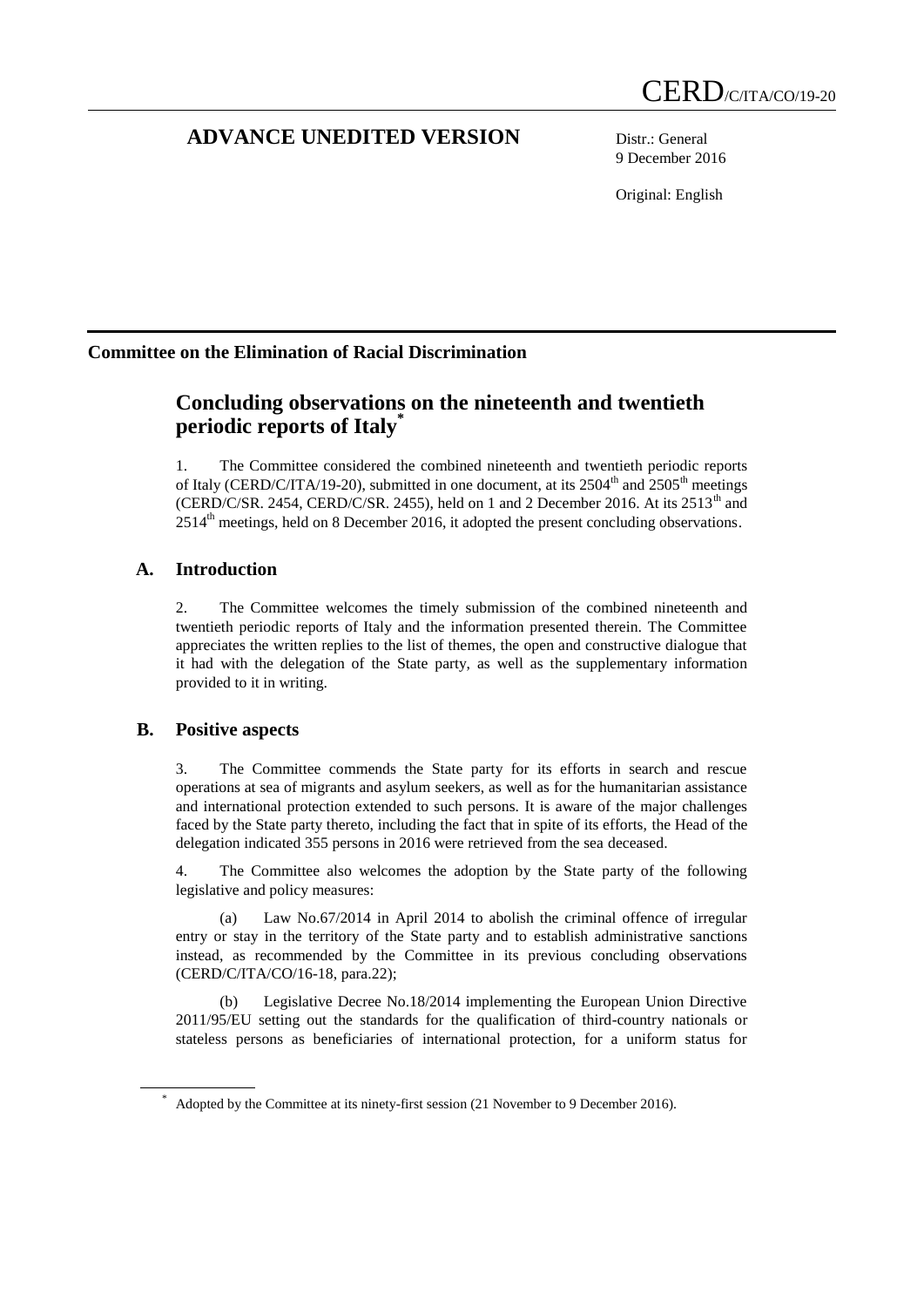CERD/C/ITA/CO/19-20

# ADVANCE UNEDITED VERSION

Distr.: General
9 December 2016

Original: English

## Committee on the Elimination of Racial Discrimination

# Concluding observations on the nineteenth and twentieth periodic reports of Italy*

1. The Committee considered the combined nineteenth and twentieth periodic reports of Italy (CERD/C/ITA/19-20), submitted in one document, at its 2504th and 2505th meetings (CERD/C/SR. 2454, CERD/C/SR. 2455), held on 1 and 2 December 2016. At its 2513th and 2514th meetings, held on 8 December 2016, it adopted the present concluding observations.

## A. Introduction

2. The Committee welcomes the timely submission of the combined nineteenth and twentieth periodic reports of Italy and the information presented therein. The Committee appreciates the written replies to the list of themes, the open and constructive dialogue that it had with the delegation of the State party, as well as the supplementary information provided to it in writing.

## B. Positive aspects

3. The Committee commends the State party for its efforts in search and rescue operations at sea of migrants and asylum seekers, as well as for the humanitarian assistance and international protection extended to such persons. It is aware of the major challenges faced by the State party thereto, including the fact that in spite of its efforts, the Head of the delegation indicated 355 persons in 2016 were retrieved from the sea deceased.

4. The Committee also welcomes the adoption by the State party of the following legislative and policy measures:

(a) Law No.67/2014 in April 2014 to abolish the criminal offence of irregular entry or stay in the territory of the State party and to establish administrative sanctions instead, as recommended by the Committee in its previous concluding observations (CERD/C/ITA/CO/16-18, para.22);

(b) Legislative Decree No.18/2014 implementing the European Union Directive 2011/95/EU setting out the standards for the qualification of third-country nationals or stateless persons as beneficiaries of international protection, for a uniform status for

* Adopted by the Committee at its ninety-first session (21 November to 9 December 2016).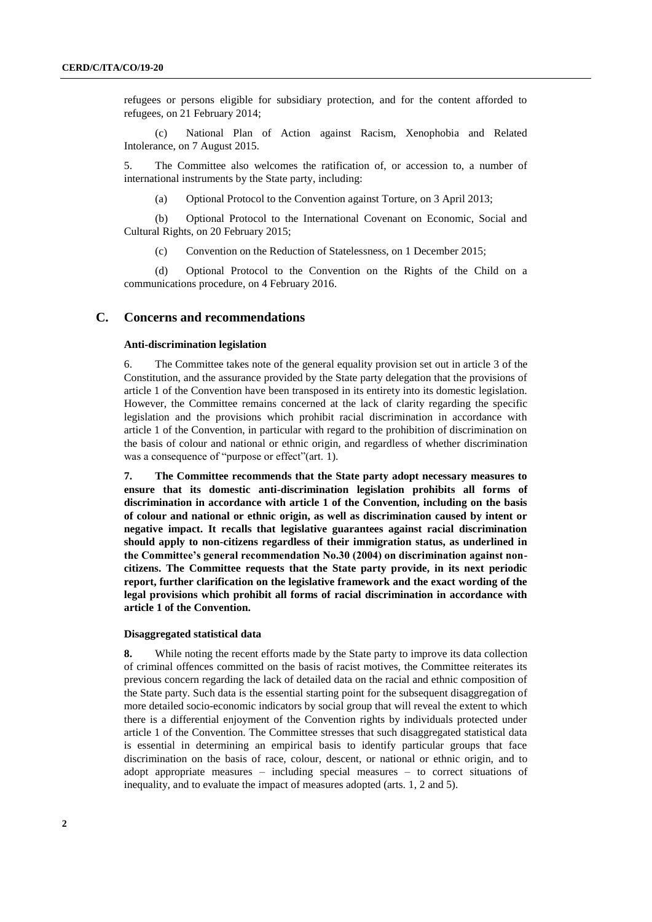refugees or persons eligible for subsidiary protection, and for the content afforded to refugees, on 21 February 2014;

(c) National Plan of Action against Racism, Xenophobia and Related Intolerance, on 7 August 2015.

5. The Committee also welcomes the ratification of, or accession to, a number of international instruments by the State party, including:

(a) Optional Protocol to the Convention against Torture, on 3 April 2013;

(b) Optional Protocol to the International Covenant on Economic, Social and Cultural Rights, on 20 February 2015;

(c) Convention on the Reduction of Statelessness, on 1 December 2015;

(d) Optional Protocol to the Convention on the Rights of the Child on a communications procedure, on 4 February 2016.

## C. Concerns and recommendations

### Anti-discrimination legislation

6. The Committee takes note of the general equality provision set out in article 3 of the Constitution, and the assurance provided by the State party delegation that the provisions of article 1 of the Convention have been transposed in its entirety into its domestic legislation. However, the Committee remains concerned at the lack of clarity regarding the specific legislation and the provisions which prohibit racial discrimination in accordance with article 1 of the Convention, in particular with regard to the prohibition of discrimination on the basis of colour and national or ethnic origin, and regardless of whether discrimination was a consequence of "purpose or effect"(art. 1).

**7. The Committee recommends that the State party adopt necessary measures to ensure that its domestic anti-discrimination legislation prohibits all forms of discrimination in accordance with article 1 of the Convention, including on the basis of colour and national or ethnic origin, as well as discrimination caused by intent or negative impact. It recalls that legislative guarantees against racial discrimination should apply to non-citizens regardless of their immigration status, as underlined in the Committee's general recommendation No.30 (2004) on discrimination against non-citizens. The Committee requests that the State party provide, in its next periodic report, further clarification on the legislative framework and the exact wording of the legal provisions which prohibit all forms of racial discrimination in accordance with article 1 of the Convention.**

### Disaggregated statistical data

**8.** While noting the recent efforts made by the State party to improve its data collection of criminal offences committed on the basis of racist motives, the Committee reiterates its previous concern regarding the lack of detailed data on the racial and ethnic composition of the State party. Such data is the essential starting point for the subsequent disaggregation of more detailed socio-economic indicators by social group that will reveal the extent to which there is a differential enjoyment of the Convention rights by individuals protected under article 1 of the Convention. The Committee stresses that such disaggregated statistical data is essential in determining an empirical basis to identify particular groups that face discrimination on the basis of race, colour, descent, or national or ethnic origin, and to adopt appropriate measures – including special measures – to correct situations of inequality, and to evaluate the impact of measures adopted (arts. 1, 2 and 5).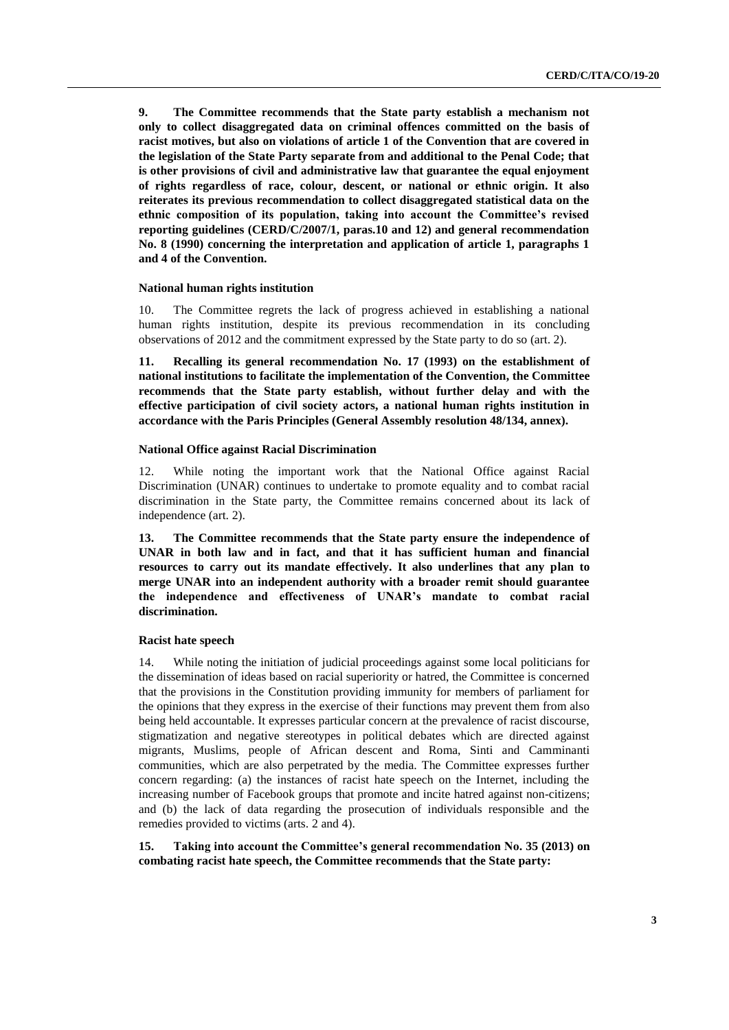**9. The Committee recommends that the State party establish a mechanism not only to collect disaggregated data on criminal offences committed on the basis of racist motives, but also on violations of article 1 of the Convention that are covered in the legislation of the State Party separate from and additional to the Penal Code; that is other provisions of civil and administrative law that guarantee the equal enjoyment of rights regardless of race, colour, descent, or national or ethnic origin. It also reiterates its previous recommendation to collect disaggregated statistical data on the ethnic composition of its population, taking into account the Committee's revised reporting guidelines (CERD/C/2007/1, paras.10 and 12) and general recommendation No. 8 (1990) concerning the interpretation and application of article 1, paragraphs 1 and 4 of the Convention.**

### National human rights institution

10. The Committee regrets the lack of progress achieved in establishing a national human rights institution, despite its previous recommendation in its concluding observations of 2012 and the commitment expressed by the State party to do so (art. 2).

**11. Recalling its general recommendation No. 17 (1993) on the establishment of national institutions to facilitate the implementation of the Convention, the Committee recommends that the State party establish, without further delay and with the effective participation of civil society actors, a national human rights institution in accordance with the Paris Principles (General Assembly resolution 48/134, annex).**

### National Office against Racial Discrimination

12. While noting the important work that the National Office against Racial Discrimination (UNAR) continues to undertake to promote equality and to combat racial discrimination in the State party, the Committee remains concerned about its lack of independence (art. 2).

**13. The Committee recommends that the State party ensure the independence of UNAR in both law and in fact, and that it has sufficient human and financial resources to carry out its mandate effectively. It also underlines that any plan to merge UNAR into an independent authority with a broader remit should guarantee the independence and effectiveness of UNAR's mandate to combat racial discrimination.**

### Racist hate speech

14. While noting the initiation of judicial proceedings against some local politicians for the dissemination of ideas based on racial superiority or hatred, the Committee is concerned that the provisions in the Constitution providing immunity for members of parliament for the opinions that they express in the exercise of their functions may prevent them from also being held accountable. It expresses particular concern at the prevalence of racist discourse, stigmatization and negative stereotypes in political debates which are directed against migrants, Muslims, people of African descent and Roma, Sinti and Camminanti communities, which are also perpetrated by the media. The Committee expresses further concern regarding: (a) the instances of racist hate speech on the Internet, including the increasing number of Facebook groups that promote and incite hatred against non-citizens; and (b) the lack of data regarding the prosecution of individuals responsible and the remedies provided to victims (arts. 2 and 4).

**15. Taking into account the Committee's general recommendation No. 35 (2013) on combating racist hate speech, the Committee recommends that the State party:**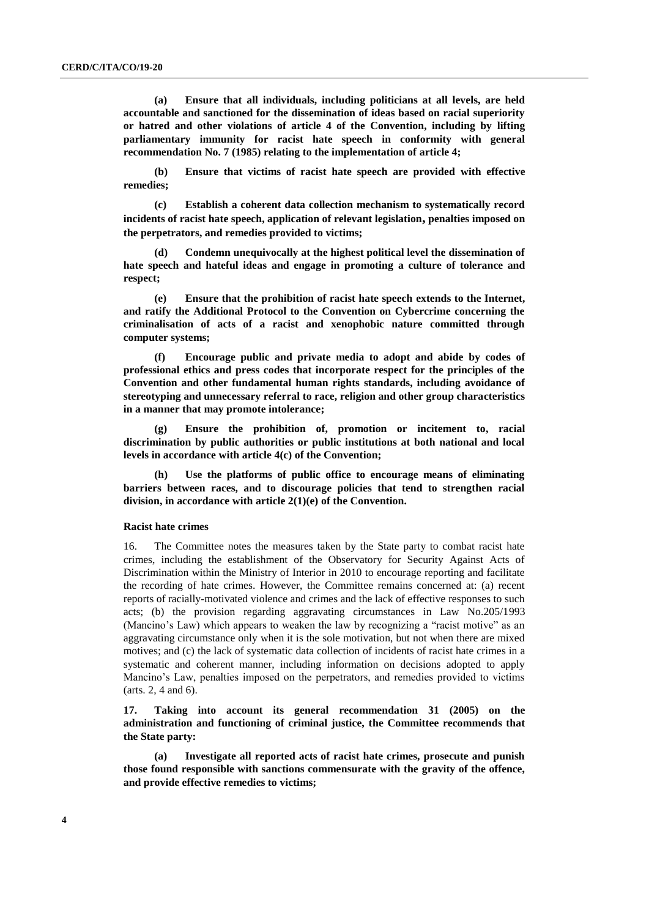**(a) Ensure that all individuals, including politicians at all levels, are held accountable and sanctioned for the dissemination of ideas based on racial superiority or hatred and other violations of article 4 of the Convention, including by lifting parliamentary immunity for racist hate speech in conformity with general recommendation No. 7 (1985) relating to the implementation of article 4;**

**(b) Ensure that victims of racist hate speech are provided with effective remedies;**

**(c) Establish a coherent data collection mechanism to systematically record incidents of racist hate speech, application of relevant legislation, penalties imposed on the perpetrators, and remedies provided to victims;**

**(d) Condemn unequivocally at the highest political level the dissemination of hate speech and hateful ideas and engage in promoting a culture of tolerance and respect;**

**(e) Ensure that the prohibition of racist hate speech extends to the Internet, and ratify the Additional Protocol to the Convention on Cybercrime concerning the criminalisation of acts of a racist and xenophobic nature committed through computer systems;**

**(f) Encourage public and private media to adopt and abide by codes of professional ethics and press codes that incorporate respect for the principles of the Convention and other fundamental human rights standards, including avoidance of stereotyping and unnecessary referral to race, religion and other group characteristics in a manner that may promote intolerance;**

**(g) Ensure the prohibition of, promotion or incitement to, racial discrimination by public authorities or public institutions at both national and local levels in accordance with article 4(c) of the Convention;**

**(h) Use the platforms of public office to encourage means of eliminating barriers between races, and to discourage policies that tend to strengthen racial division, in accordance with article 2(1)(e) of the Convention.**

#### Racist hate crimes

16. The Committee notes the measures taken by the State party to combat racist hate crimes, including the establishment of the Observatory for Security Against Acts of Discrimination within the Ministry of Interior in 2010 to encourage reporting and facilitate the recording of hate crimes. However, the Committee remains concerned at: (a) recent reports of racially-motivated violence and crimes and the lack of effective responses to such acts; (b) the provision regarding aggravating circumstances in Law No.205/1993 (Mancino's Law) which appears to weaken the law by recognizing a "racist motive" as an aggravating circumstance only when it is the sole motivation, but not when there are mixed motives; and (c) the lack of systematic data collection of incidents of racist hate crimes in a systematic and coherent manner, including information on decisions adopted to apply Mancino's Law, penalties imposed on the perpetrators, and remedies provided to victims (arts. 2, 4 and 6).

**17. Taking into account its general recommendation 31 (2005) on the administration and functioning of criminal justice, the Committee recommends that the State party:**

**(a) Investigate all reported acts of racist hate crimes, prosecute and punish those found responsible with sanctions commensurate with the gravity of the offence, and provide effective remedies to victims;**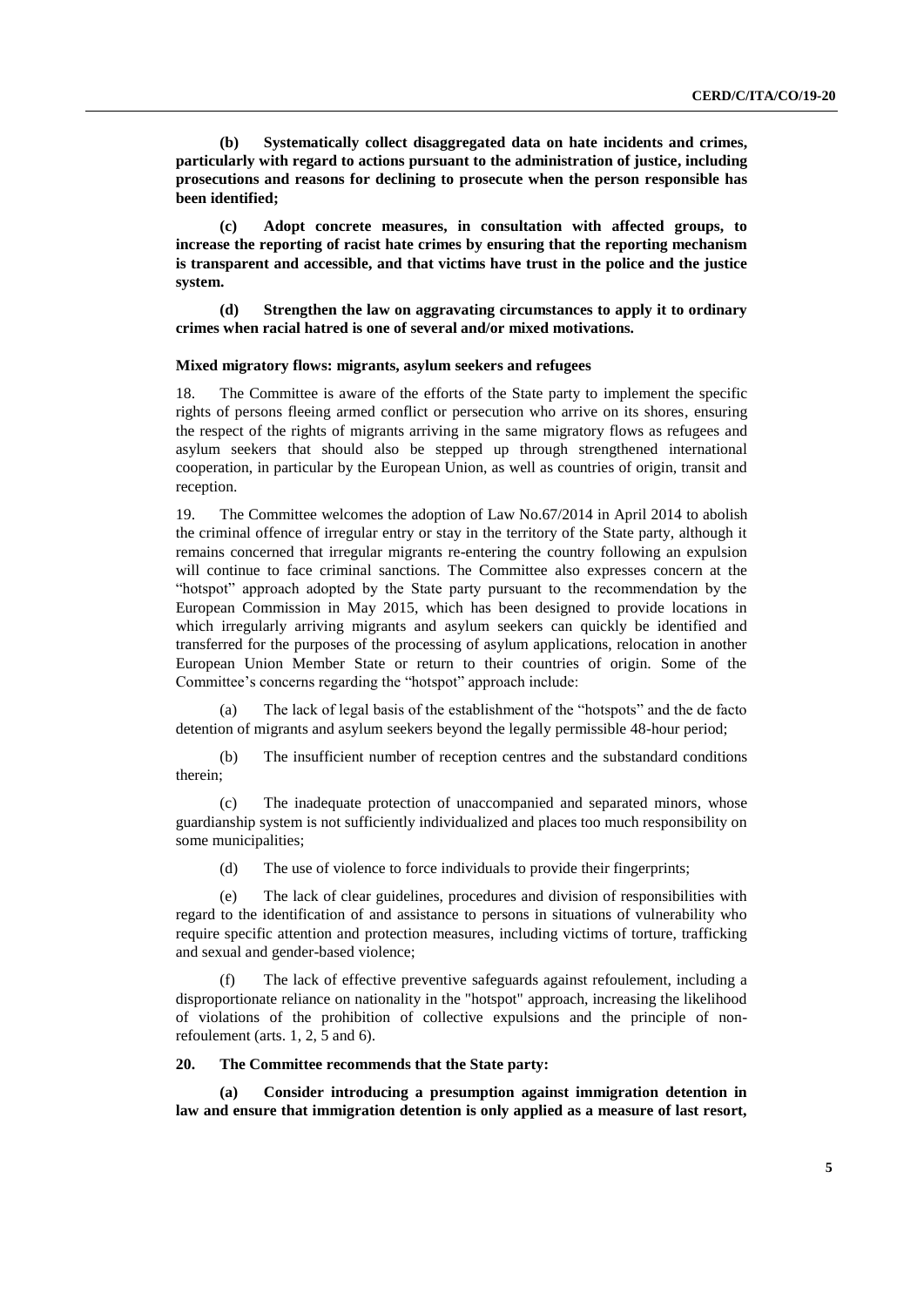**(b) Systematically collect disaggregated data on hate incidents and crimes, particularly with regard to actions pursuant to the administration of justice, including prosecutions and reasons for declining to prosecute when the person responsible has been identified;**

**(c) Adopt concrete measures, in consultation with affected groups, to increase the reporting of racist hate crimes by ensuring that the reporting mechanism is transparent and accessible, and that victims have trust in the police and the justice system.**

**(d) Strengthen the law on aggravating circumstances to apply it to ordinary crimes when racial hatred is one of several and/or mixed motivations.**

#### Mixed migratory flows: migrants, asylum seekers and refugees

18. The Committee is aware of the efforts of the State party to implement the specific rights of persons fleeing armed conflict or persecution who arrive on its shores, ensuring the respect of the rights of migrants arriving in the same migratory flows as refugees and asylum seekers that should also be stepped up through strengthened international cooperation, in particular by the European Union, as well as countries of origin, transit and reception.

19. The Committee welcomes the adoption of Law No.67/2014 in April 2014 to abolish the criminal offence of irregular entry or stay in the territory of the State party, although it remains concerned that irregular migrants re-entering the country following an expulsion will continue to face criminal sanctions. The Committee also expresses concern at the "hotspot" approach adopted by the State party pursuant to the recommendation by the European Commission in May 2015, which has been designed to provide locations in which irregularly arriving migrants and asylum seekers can quickly be identified and transferred for the purposes of the processing of asylum applications, relocation in another European Union Member State or return to their countries of origin. Some of the Committee's concerns regarding the "hotspot" approach include:

(a) The lack of legal basis of the establishment of the "hotspots" and the de facto detention of migrants and asylum seekers beyond the legally permissible 48-hour period;

(b) The insufficient number of reception centres and the substandard conditions therein;

(c) The inadequate protection of unaccompanied and separated minors, whose guardianship system is not sufficiently individualized and places too much responsibility on some municipalities;

(d) The use of violence to force individuals to provide their fingerprints;

(e) The lack of clear guidelines, procedures and division of responsibilities with regard to the identification of and assistance to persons in situations of vulnerability who require specific attention and protection measures, including victims of torture, trafficking and sexual and gender-based violence;

(f) The lack of effective preventive safeguards against refoulement, including a disproportionate reliance on nationality in the "hotspot" approach, increasing the likelihood of violations of the prohibition of collective expulsions and the principle of non-refoulement (arts. 1, 2, 5 and 6).

**20. The Committee recommends that the State party:**

**(a) Consider introducing a presumption against immigration detention in law and ensure that immigration detention is only applied as a measure of last resort,**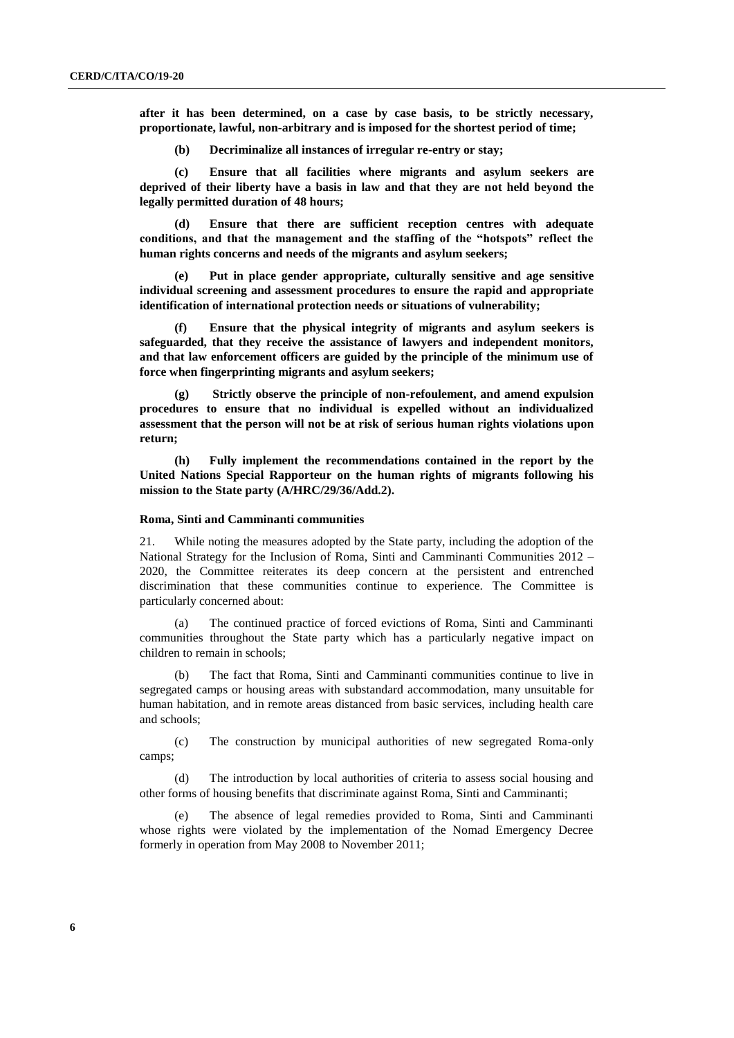**after it has been determined, on a case by case basis, to be strictly necessary, proportionate, lawful, non-arbitrary and is imposed for the shortest period of time;**

**(b) Decriminalize all instances of irregular re-entry or stay;**

**(c) Ensure that all facilities where migrants and asylum seekers are deprived of their liberty have a basis in law and that they are not held beyond the legally permitted duration of 48 hours;**

**(d) Ensure that there are sufficient reception centres with adequate conditions, and that the management and the staffing of the "hotspots" reflect the human rights concerns and needs of the migrants and asylum seekers;**

**(e) Put in place gender appropriate, culturally sensitive and age sensitive individual screening and assessment procedures to ensure the rapid and appropriate identification of international protection needs or situations of vulnerability;**

**(f) Ensure that the physical integrity of migrants and asylum seekers is safeguarded, that they receive the assistance of lawyers and independent monitors, and that law enforcement officers are guided by the principle of the minimum use of force when fingerprinting migrants and asylum seekers;**

**(g) Strictly observe the principle of non-refoulement, and amend expulsion procedures to ensure that no individual is expelled without an individualized assessment that the person will not be at risk of serious human rights violations upon return;**

**(h) Fully implement the recommendations contained in the report by the United Nations Special Rapporteur on the human rights of migrants following his mission to the State party (A/HRC/29/36/Add.2).**

### Roma, Sinti and Camminanti communities

21. While noting the measures adopted by the State party, including the adoption of the National Strategy for the Inclusion of Roma, Sinti and Camminanti Communities 2012 – 2020, the Committee reiterates its deep concern at the persistent and entrenched discrimination that these communities continue to experience. The Committee is particularly concerned about:

(a) The continued practice of forced evictions of Roma, Sinti and Camminanti communities throughout the State party which has a particularly negative impact on children to remain in schools;

(b) The fact that Roma, Sinti and Camminanti communities continue to live in segregated camps or housing areas with substandard accommodation, many unsuitable for human habitation, and in remote areas distanced from basic services, including health care and schools;

(c) The construction by municipal authorities of new segregated Roma-only camps;

(d) The introduction by local authorities of criteria to assess social housing and other forms of housing benefits that discriminate against Roma, Sinti and Camminanti;

(e) The absence of legal remedies provided to Roma, Sinti and Camminanti whose rights were violated by the implementation of the Nomad Emergency Decree formerly in operation from May 2008 to November 2011;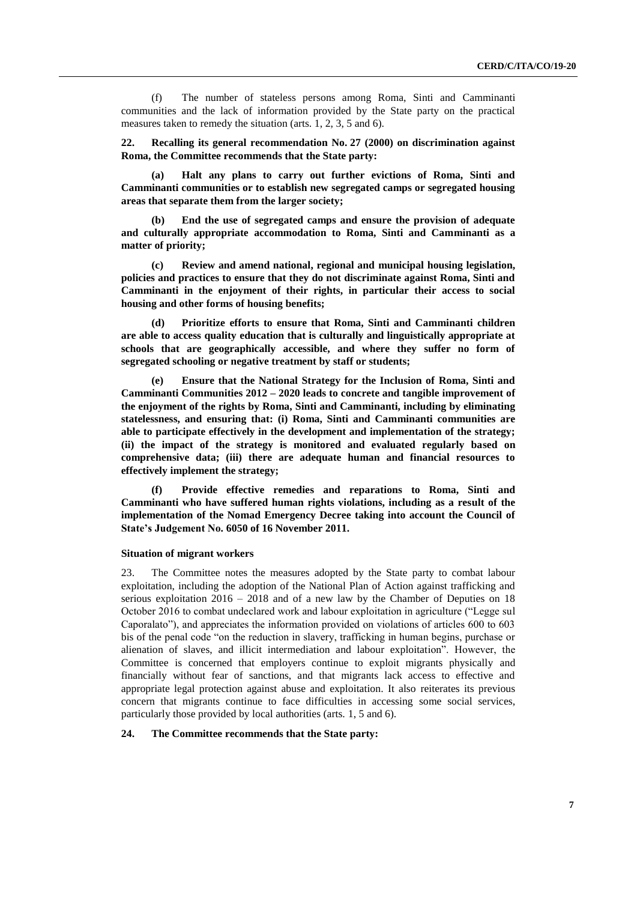(f) The number of stateless persons among Roma, Sinti and Camminanti communities and the lack of information provided by the State party on the practical measures taken to remedy the situation (arts. 1, 2, 3, 5 and 6).

**22. Recalling its general recommendation No. 27 (2000) on discrimination against Roma, the Committee recommends that the State party:**

**(a) Halt any plans to carry out further evictions of Roma, Sinti and Camminanti communities or to establish new segregated camps or segregated housing areas that separate them from the larger society;**

**(b) End the use of segregated camps and ensure the provision of adequate and culturally appropriate accommodation to Roma, Sinti and Camminanti as a matter of priority;**

**(c) Review and amend national, regional and municipal housing legislation, policies and practices to ensure that they do not discriminate against Roma, Sinti and Camminanti in the enjoyment of their rights, in particular their access to social housing and other forms of housing benefits;**

**(d) Prioritize efforts to ensure that Roma, Sinti and Camminanti children are able to access quality education that is culturally and linguistically appropriate at schools that are geographically accessible, and where they suffer no form of segregated schooling or negative treatment by staff or students;**

**(e) Ensure that the National Strategy for the Inclusion of Roma, Sinti and Camminanti Communities 2012 – 2020 leads to concrete and tangible improvement of the enjoyment of the rights by Roma, Sinti and Camminanti, including by eliminating statelessness, and ensuring that: (i) Roma, Sinti and Camminanti communities are able to participate effectively in the development and implementation of the strategy; (ii) the impact of the strategy is monitored and evaluated regularly based on comprehensive data; (iii) there are adequate human and financial resources to effectively implement the strategy;**

**(f) Provide effective remedies and reparations to Roma, Sinti and Camminanti who have suffered human rights violations, including as a result of the implementation of the Nomad Emergency Decree taking into account the Council of State's Judgement No. 6050 of 16 November 2011.**

### Situation of migrant workers

23. The Committee notes the measures adopted by the State party to combat labour exploitation, including the adoption of the National Plan of Action against trafficking and serious exploitation 2016 – 2018 and of a new law by the Chamber of Deputies on 18 October 2016 to combat undeclared work and labour exploitation in agriculture ("Legge sul Caporalato"), and appreciates the information provided on violations of articles 600 to 603 bis of the penal code "on the reduction in slavery, trafficking in human begins, purchase or alienation of slaves, and illicit intermediation and labour exploitation". However, the Committee is concerned that employers continue to exploit migrants physically and financially without fear of sanctions, and that migrants lack access to effective and appropriate legal protection against abuse and exploitation. It also reiterates its previous concern that migrants continue to face difficulties in accessing some social services, particularly those provided by local authorities (arts. 1, 5 and 6).

**24. The Committee recommends that the State party:**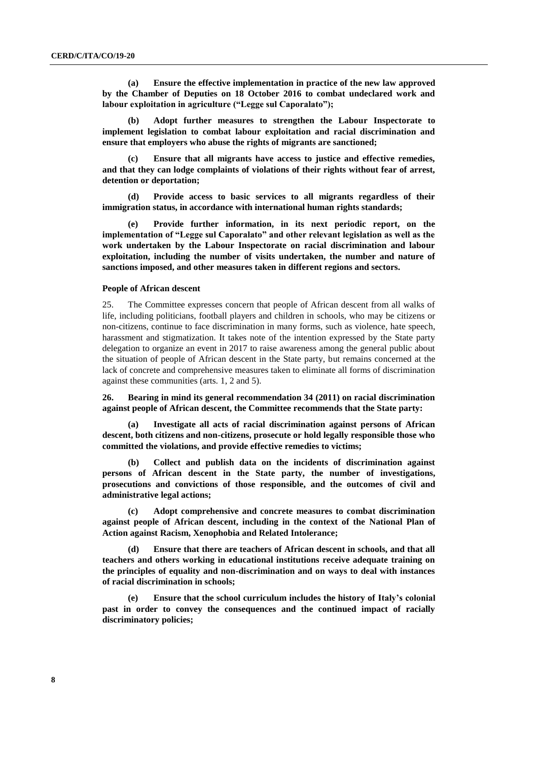**(a) Ensure the effective implementation in practice of the new law approved by the Chamber of Deputies on 18 October 2016 to combat undeclared work and labour exploitation in agriculture ("Legge sul Caporalato");**

**(b) Adopt further measures to strengthen the Labour Inspectorate to implement legislation to combat labour exploitation and racial discrimination and ensure that employers who abuse the rights of migrants are sanctioned;**

**(c) Ensure that all migrants have access to justice and effective remedies, and that they can lodge complaints of violations of their rights without fear of arrest, detention or deportation;**

**(d) Provide access to basic services to all migrants regardless of their immigration status, in accordance with international human rights standards;**

**(e) Provide further information, in its next periodic report, on the implementation of "Legge sul Caporalato" and other relevant legislation as well as the work undertaken by the Labour Inspectorate on racial discrimination and labour exploitation, including the number of visits undertaken, the number and nature of sanctions imposed, and other measures taken in different regions and sectors.**

### People of African descent

25. The Committee expresses concern that people of African descent from all walks of life, including politicians, football players and children in schools, who may be citizens or non-citizens, continue to face discrimination in many forms, such as violence, hate speech, harassment and stigmatization. It takes note of the intention expressed by the State party delegation to organize an event in 2017 to raise awareness among the general public about the situation of people of African descent in the State party, but remains concerned at the lack of concrete and comprehensive measures taken to eliminate all forms of discrimination against these communities (arts. 1, 2 and 5).

**26. Bearing in mind its general recommendation 34 (2011) on racial discrimination against people of African descent, the Committee recommends that the State party:**

**(a) Investigate all acts of racial discrimination against persons of African descent, both citizens and non-citizens, prosecute or hold legally responsible those who committed the violations, and provide effective remedies to victims;**

**(b) Collect and publish data on the incidents of discrimination against persons of African descent in the State party, the number of investigations, prosecutions and convictions of those responsible, and the outcomes of civil and administrative legal actions;**

**(c) Adopt comprehensive and concrete measures to combat discrimination against people of African descent, including in the context of the National Plan of Action against Racism, Xenophobia and Related Intolerance;**

**(d) Ensure that there are teachers of African descent in schools, and that all teachers and others working in educational institutions receive adequate training on the principles of equality and non-discrimination and on ways to deal with instances of racial discrimination in schools;**

**(e) Ensure that the school curriculum includes the history of Italy's colonial past in order to convey the consequences and the continued impact of racially discriminatory policies;**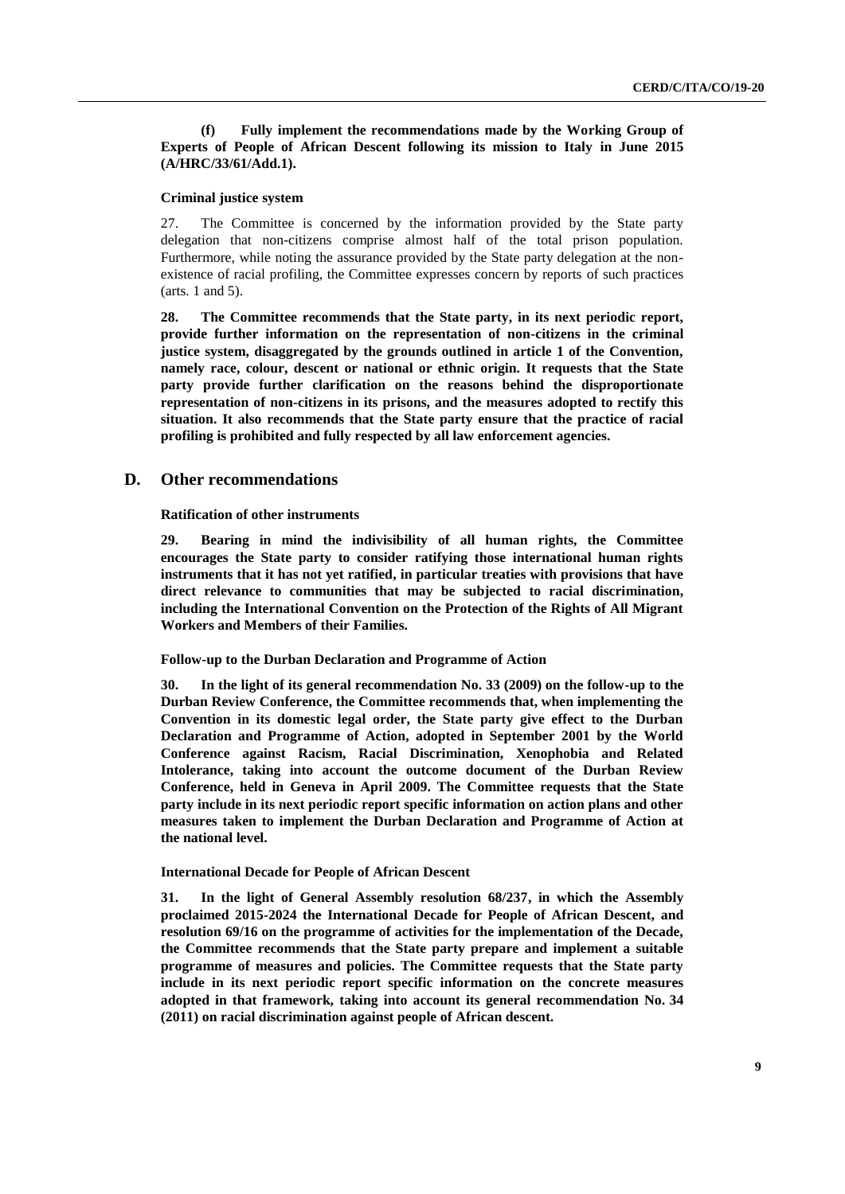**(f) Fully implement the recommendations made by the Working Group of Experts of People of African Descent following its mission to Italy in June 2015 (A/HRC/33/61/Add.1).**

**Criminal justice system**

27. The Committee is concerned by the information provided by the State party delegation that non-citizens comprise almost half of the total prison population. Furthermore, while noting the assurance provided by the State party delegation at the non-existence of racial profiling, the Committee expresses concern by reports of such practices (arts. 1 and 5).

**28. The Committee recommends that the State party, in its next periodic report, provide further information on the representation of non-citizens in the criminal justice system, disaggregated by the grounds outlined in article 1 of the Convention, namely race, colour, descent or national or ethnic origin. It requests that the State party provide further clarification on the reasons behind the disproportionate representation of non-citizens in its prisons, and the measures adopted to rectify this situation. It also recommends that the State party ensure that the practice of racial profiling is prohibited and fully respected by all law enforcement agencies.**

## D. Other recommendations

**Ratification of other instruments**

**29. Bearing in mind the indivisibility of all human rights, the Committee encourages the State party to consider ratifying those international human rights instruments that it has not yet ratified, in particular treaties with provisions that have direct relevance to communities that may be subjected to racial discrimination, including the International Convention on the Protection of the Rights of All Migrant Workers and Members of their Families.**

**Follow-up to the Durban Declaration and Programme of Action**

**30. In the light of its general recommendation No. 33 (2009) on the follow-up to the Durban Review Conference, the Committee recommends that, when implementing the Convention in its domestic legal order, the State party give effect to the Durban Declaration and Programme of Action, adopted in September 2001 by the World Conference against Racism, Racial Discrimination, Xenophobia and Related Intolerance, taking into account the outcome document of the Durban Review Conference, held in Geneva in April 2009. The Committee requests that the State party include in its next periodic report specific information on action plans and other measures taken to implement the Durban Declaration and Programme of Action at the national level.**

**International Decade for People of African Descent**

**31. In the light of General Assembly resolution 68/237, in which the Assembly proclaimed 2015-2024 the International Decade for People of African Descent, and resolution 69/16 on the programme of activities for the implementation of the Decade, the Committee recommends that the State party prepare and implement a suitable programme of measures and policies. The Committee requests that the State party include in its next periodic report specific information on the concrete measures adopted in that framework, taking into account its general recommendation No. 34 (2011) on racial discrimination against people of African descent.**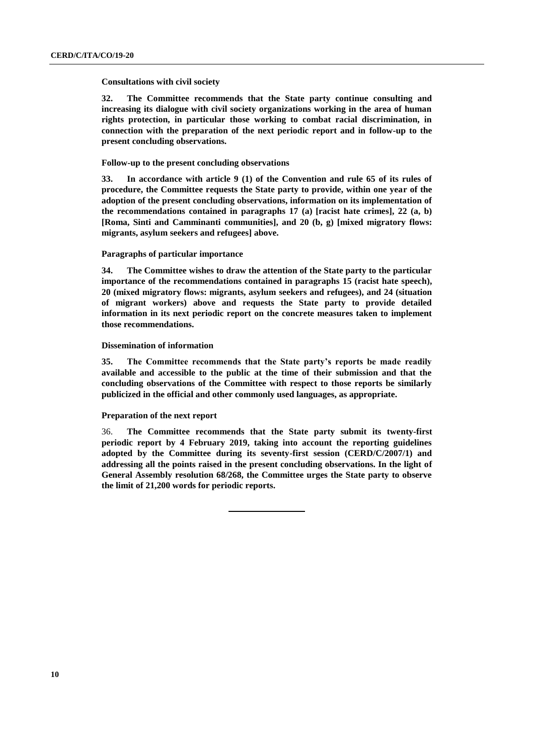### Consultations with civil society

**32. The Committee recommends that the State party continue consulting and increasing its dialogue with civil society organizations working in the area of human rights protection, in particular those working to combat racial discrimination, in connection with the preparation of the next periodic report and in follow-up to the present concluding observations.**

### Follow-up to the present concluding observations

**33. In accordance with article 9 (1) of the Convention and rule 65 of its rules of procedure, the Committee requests the State party to provide, within one year of the adoption of the present concluding observations, information on its implementation of the recommendations contained in paragraphs 17 (a) [racist hate crimes], 22 (a, b) [Roma, Sinti and Camminanti communities], and 20 (b, g) [mixed migratory flows: migrants, asylum seekers and refugees] above.**

### Paragraphs of particular importance

**34. The Committee wishes to draw the attention of the State party to the particular importance of the recommendations contained in paragraphs 15 (racist hate speech), 20 (mixed migratory flows: migrants, asylum seekers and refugees), and 24 (situation of migrant workers) above and requests the State party to provide detailed information in its next periodic report on the concrete measures taken to implement those recommendations.**

### Dissemination of information

**35. The Committee recommends that the State party's reports be made readily available and accessible to the public at the time of their submission and that the concluding observations of the Committee with respect to those reports be similarly publicized in the official and other commonly used languages, as appropriate.**

### Preparation of the next report

36. **The Committee recommends that the State party submit its twenty-first periodic report by 4 February 2019, taking into account the reporting guidelines adopted by the Committee during its seventy-first session (CERD/C/2007/1) and addressing all the points raised in the present concluding observations. In the light of General Assembly resolution 68/268, the Committee urges the State party to observe the limit of 21,200 words for periodic reports.**